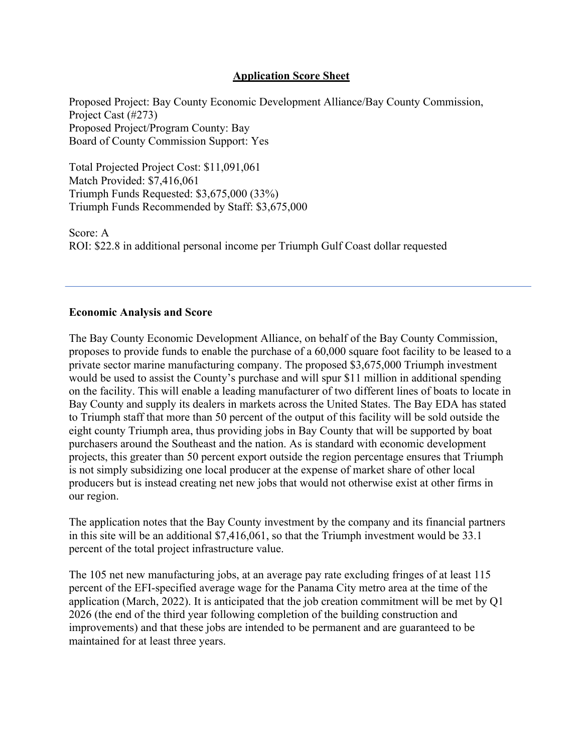## Application Score Sheet

Proposed Project: Bay County Economic Development Alliance/Bay County Commission, Project Cast (#273)
Proposed Project/Program County: Bay
Board of County Commission Support: Yes

Total Projected Project Cost: $11,091,061
Match Provided: $7,416,061
Triumph Funds Requested: $3,675,000 (33%)
Triumph Funds Recommended by Staff: $3,675,000

Score: A
ROI: $22.8 in additional personal income per Triumph Gulf Coast dollar requested

---

### Economic Analysis and Score

The Bay County Economic Development Alliance, on behalf of the Bay County Commission, proposes to provide funds to enable the purchase of a 60,000 square foot facility to be leased to a private sector marine manufacturing company. The proposed $3,675,000 Triumph investment would be used to assist the County's purchase and will spur $11 million in additional spending on the facility. This will enable a leading manufacturer of two different lines of boats to locate in Bay County and supply its dealers in markets across the United States. The Bay EDA has stated to Triumph staff that more than 50 percent of the output of this facility will be sold outside the eight county Triumph area, thus providing jobs in Bay County that will be supported by boat purchasers around the Southeast and the nation. As is standard with economic development projects, this greater than 50 percent export outside the region percentage ensures that Triumph is not simply subsidizing one local producer at the expense of market share of other local producers but is instead creating net new jobs that would not otherwise exist at other firms in our region.

The application notes that the Bay County investment by the company and its financial partners in this site will be an additional $7,416,061, so that the Triumph investment would be 33.1 percent of the total project infrastructure value.

The 105 net new manufacturing jobs, at an average pay rate excluding fringes of at least 115 percent of the EFI-specified average wage for the Panama City metro area at the time of the application (March, 2022). It is anticipated that the job creation commitment will be met by Q1 2026 (the end of the third year following completion of the building construction and improvements) and that these jobs are intended to be permanent and are guaranteed to be maintained for at least three years.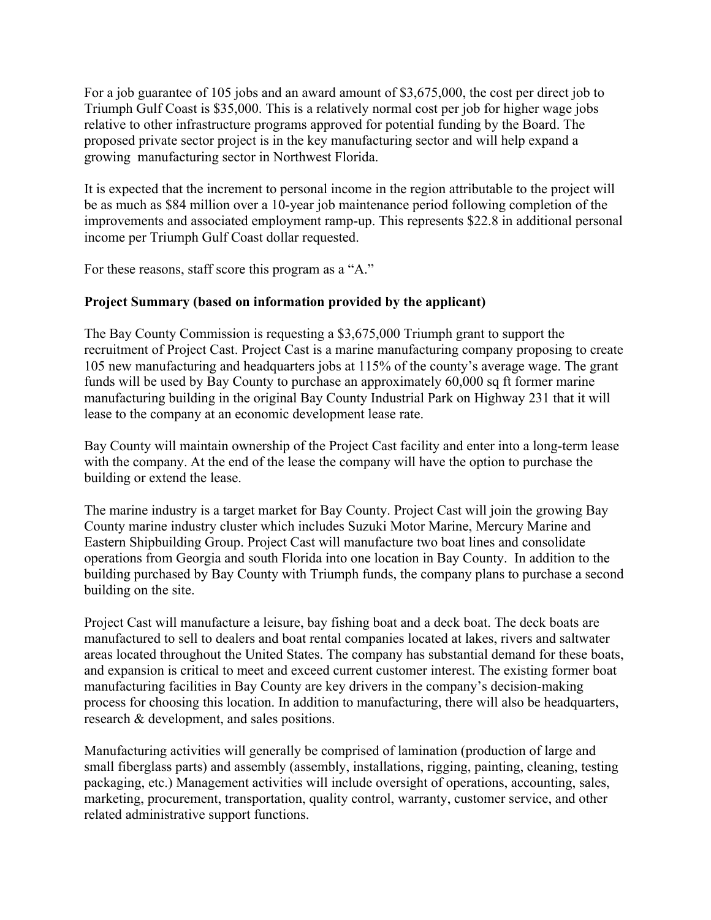For a job guarantee of 105 jobs and an award amount of $3,675,000, the cost per direct job to Triumph Gulf Coast is $35,000. This is a relatively normal cost per job for higher wage jobs relative to other infrastructure programs approved for potential funding by the Board. The proposed private sector project is in the key manufacturing sector and will help expand a growing manufacturing sector in Northwest Florida.

It is expected that the increment to personal income in the region attributable to the project will be as much as $84 million over a 10-year job maintenance period following completion of the improvements and associated employment ramp-up. This represents $22.8 in additional personal income per Triumph Gulf Coast dollar requested.

For these reasons, staff score this program as a "A."

**Project Summary (based on information provided by the applicant)**

The Bay County Commission is requesting a $3,675,000 Triumph grant to support the recruitment of Project Cast. Project Cast is a marine manufacturing company proposing to create 105 new manufacturing and headquarters jobs at 115% of the county's average wage. The grant funds will be used by Bay County to purchase an approximately 60,000 sq ft former marine manufacturing building in the original Bay County Industrial Park on Highway 231 that it will lease to the company at an economic development lease rate.

Bay County will maintain ownership of the Project Cast facility and enter into a long-term lease with the company. At the end of the lease the company will have the option to purchase the building or extend the lease.

The marine industry is a target market for Bay County. Project Cast will join the growing Bay County marine industry cluster which includes Suzuki Motor Marine, Mercury Marine and Eastern Shipbuilding Group. Project Cast will manufacture two boat lines and consolidate operations from Georgia and south Florida into one location in Bay County. In addition to the building purchased by Bay County with Triumph funds, the company plans to purchase a second building on the site.

Project Cast will manufacture a leisure, bay fishing boat and a deck boat. The deck boats are manufactured to sell to dealers and boat rental companies located at lakes, rivers and saltwater areas located throughout the United States. The company has substantial demand for these boats, and expansion is critical to meet and exceed current customer interest. The existing former boat manufacturing facilities in Bay County are key drivers in the company's decision-making process for choosing this location. In addition to manufacturing, there will also be headquarters, research & development, and sales positions.

Manufacturing activities will generally be comprised of lamination (production of large and small fiberglass parts) and assembly (assembly, installations, rigging, painting, cleaning, testing packaging, etc.) Management activities will include oversight of operations, accounting, sales, marketing, procurement, transportation, quality control, warranty, customer service, and other related administrative support functions.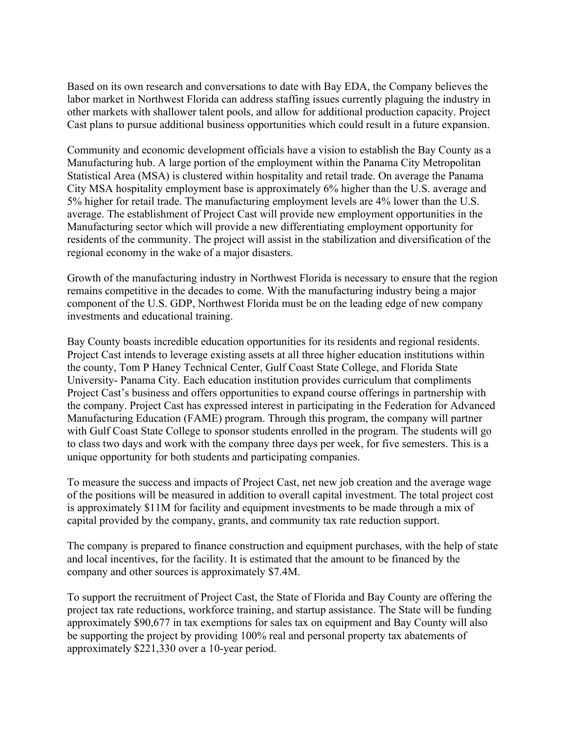Based on its own research and conversations to date with Bay EDA, the Company believes the labor market in Northwest Florida can address staffing issues currently plaguing the industry in other markets with shallower talent pools, and allow for additional production capacity. Project Cast plans to pursue additional business opportunities which could result in a future expansion.

Community and economic development officials have a vision to establish the Bay County as a Manufacturing hub. A large portion of the employment within the Panama City Metropolitan Statistical Area (MSA) is clustered within hospitality and retail trade. On average the Panama City MSA hospitality employment base is approximately 6% higher than the U.S. average and 5% higher for retail trade. The manufacturing employment levels are 4% lower than the U.S. average. The establishment of Project Cast will provide new employment opportunities in the Manufacturing sector which will provide a new differentiating employment opportunity for residents of the community. The project will assist in the stabilization and diversification of the regional economy in the wake of a major disasters.

Growth of the manufacturing industry in Northwest Florida is necessary to ensure that the region remains competitive in the decades to come. With the manufacturing industry being a major component of the U.S. GDP, Northwest Florida must be on the leading edge of new company investments and educational training.

Bay County boasts incredible education opportunities for its residents and regional residents. Project Cast intends to leverage existing assets at all three higher education institutions within the county, Tom P Haney Technical Center, Gulf Coast State College, and Florida State University- Panama City. Each education institution provides curriculum that compliments Project Cast's business and offers opportunities to expand course offerings in partnership with the company. Project Cast has expressed interest in participating in the Federation for Advanced Manufacturing Education (FAME) program. Through this program, the company will partner with Gulf Coast State College to sponsor students enrolled in the program. The students will go to class two days and work with the company three days per week, for five semesters. This is a unique opportunity for both students and participating companies.

To measure the success and impacts of Project Cast, net new job creation and the average wage of the positions will be measured in addition to overall capital investment. The total project cost is approximately $11M for facility and equipment investments to be made through a mix of capital provided by the company, grants, and community tax rate reduction support.

The company is prepared to finance construction and equipment purchases, with the help of state and local incentives, for the facility. It is estimated that the amount to be financed by the company and other sources is approximately $7.4M.

To support the recruitment of Project Cast, the State of Florida and Bay County are offering the project tax rate reductions, workforce training, and startup assistance. The State will be funding approximately $90,677 in tax exemptions for sales tax on equipment and Bay County will also be supporting the project by providing 100% real and personal property tax abatements of approximately $221,330 over a 10-year period.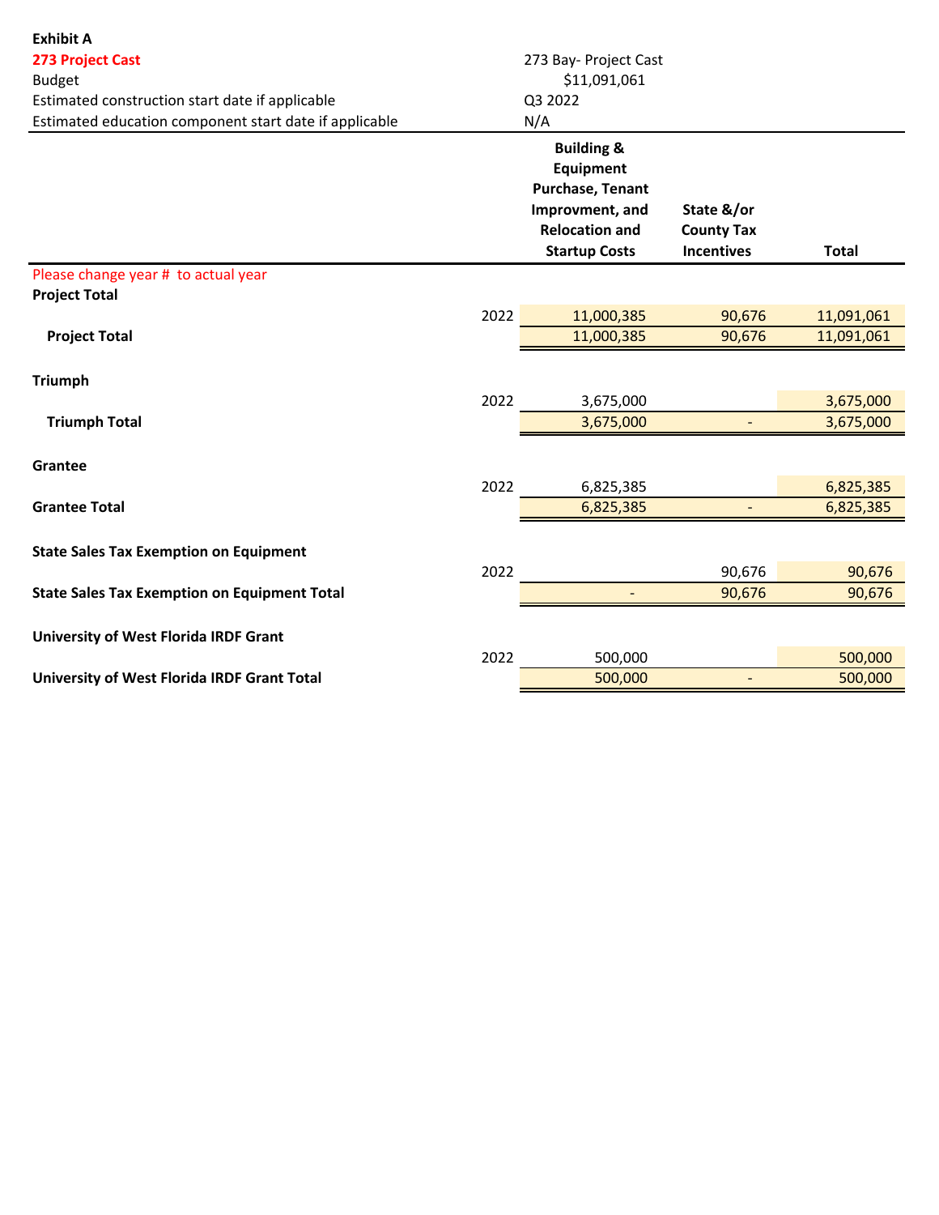**Exhibit A**

**273 Project Cast**

| | | |
|---|---|---|
| | | 273 Bay- Project Cast |
| Budget | | $11,091,061 |
| Estimated construction start date if applicable | | Q3 2022 |
| Estimated education component start date if applicable | | N/A |

| | | Building & Equipment Purchase, Tenant Improvment, and Relocation and Startup Costs | State &/or County Tax Incentives | Total |
|---|---|---|---|---|
| Please change year # to actual year | | | | |
| **Project Total** | | | | |
| | 2022 | 11,000,385 | 90,676 | 11,091,061 |
| **Project Total** | | 11,000,385 | 90,676 | 11,091,061 |
| **Triumph** | | | | |
| | 2022 | 3,675,000 | | 3,675,000 |
| **Triumph Total** | | 3,675,000 | - | 3,675,000 |
| **Grantee** | | | | |
| | 2022 | 6,825,385 | | 6,825,385 |
| **Grantee Total** | | 6,825,385 | - | 6,825,385 |
| **State Sales Tax Exemption on Equipment** | | | | |
| | 2022 | | 90,676 | 90,676 |
| **State Sales Tax Exemption on Equipment Total** | | - | 90,676 | 90,676 |
| **University of West Florida IRDF Grant** | | | | |
| | 2022 | 500,000 | | 500,000 |
| **University of West Florida IRDF Grant Total** | | 500,000 | - | 500,000 |